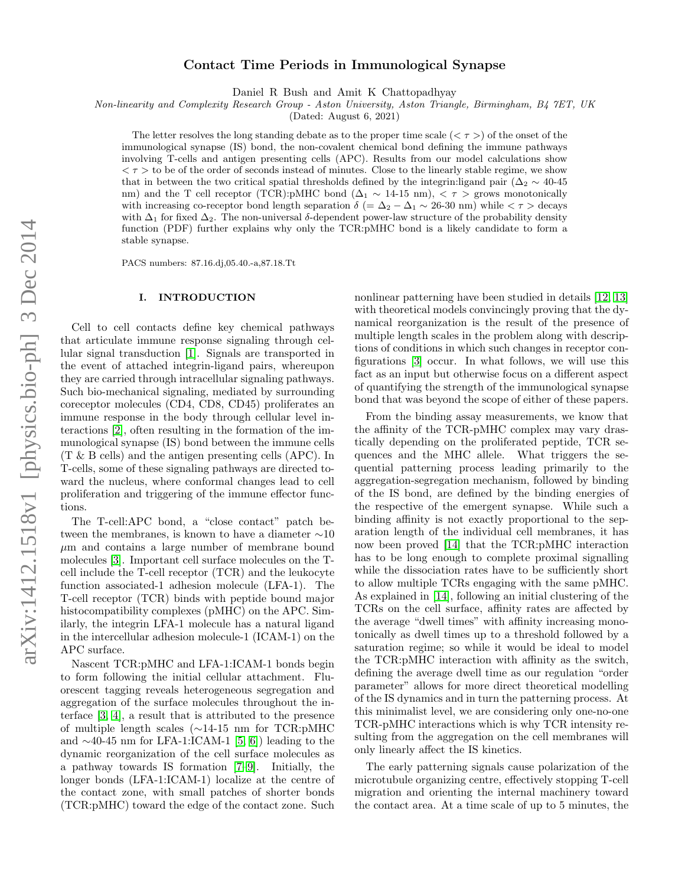# Contact Time Periods in Immunological Synapse

Daniel R Bush and Amit K Chattopadhyay

*Non-linearity and Complexity Research Group - Aston University, Aston Triangle, Birmingham, B4 7ET, UK*

(Dated: August 6, 2021)

The letter resolves the long standing debate as to the proper time scale ($<\tau>$) of the onset of the immunological synapse (IS) bond, the non-covalent chemical bond defining the immune pathways involving T-cells and antigen presenting cells (APC). Results from our model calculations show $<\tau>$ to be of the order of seconds instead of minutes. Close to the linearly stable regime, we show that in between the two critical spatial thresholds defined by the integrin:ligand pair ($\Delta_2 \sim$ 40-45 nm) and the T cell receptor (TCR):pMHC bond ($\Delta_1 \sim$ 14-15 nm), $<\tau>$ grows monotonically with increasing co-receptor bond length separation $\delta$ ($= \Delta_2 - \Delta_1 \sim$ 26-30 nm) while $<\tau>$ decays with $\Delta_1$ for fixed $\Delta_2$. The non-universal $\delta$-dependent power-law structure of the probability density function (PDF) further explains why only the TCR:pMHC bond is a likely candidate to form a stable synapse.

PACS numbers: 87.16.dj,05.40.-a,87.18.Tt

## I. INTRODUCTION

Cell to cell contacts define key chemical pathways that articulate immune response signaling through cellular signal transduction [1]. Signals are transported in the event of attached integrin-ligand pairs, whereupon they are carried through intracellular signaling pathways. Such bio-mechanical signaling, mediated by surrounding coreceptor molecules (CD4, CD8, CD45) proliferates an immune response in the body through cellular level interactions [2], often resulting in the formation of the immunological synapse (IS) bond between the immune cells (T & B cells) and the antigen presenting cells (APC). In T-cells, some of these signaling pathways are directed toward the nucleus, where conformal changes lead to cell proliferation and triggering of the immune effector functions.

The T-cell:APC bond, a "close contact" patch between the membranes, is known to have a diameter $\sim$10 $\mu$m and contains a large number of membrane bound molecules [3]. Important cell surface molecules on the T-cell include the T-cell receptor (TCR) and the leukocyte function associated-1 adhesion molecule (LFA-1). The T-cell receptor (TCR) binds with peptide bound major histocompatibility complexes (pMHC) on the APC. Similarly, the integrin LFA-1 molecule has a natural ligand in the intercellular adhesion molecule-1 (ICAM-1) on the APC surface.

Nascent TCR:pMHC and LFA-1:ICAM-1 bonds begin to form following the initial cellular attachment. Fluorescent tagging reveals heterogeneous segregation and aggregation of the surface molecules throughout the interface [3, 4], a result that is attributed to the presence of multiple length scales ($\sim$14-15 nm for TCR:pMHC and $\sim$40-45 nm for LFA-1:ICAM-1 [5, 6]) leading to the dynamic reorganization of the cell surface molecules as a pathway towards IS formation [7–9]. Initially, the longer bonds (LFA-1:ICAM-1) localize at the centre of the contact zone, with small patches of shorter bonds (TCR:pMHC) toward the edge of the contact zone. Such nonlinear patterning have been studied in details [12, 13] with theoretical models convincingly proving that the dynamical reorganization is the result of the presence of multiple length scales in the problem along with descriptions of conditions in which such changes in receptor configurations [3] occur. In what follows, we will use this fact as an input but otherwise focus on a different aspect of quantifying the strength of the immunological synapse bond that was beyond the scope of either of these papers.

From the binding assay measurements, we know that the affinity of the TCR-pMHC complex may vary drastically depending on the proliferated peptide, TCR sequences and the MHC allele. What triggers the sequential patterning process leading primarily to the aggregation-segregation mechanism, followed by binding of the IS bond, are defined by the binding energies of the respective of the emergent synapse. While such a binding affinity is not exactly proportional to the separation length of the individual cell membranes, it has now been proved [14] that the TCR:pMHC interaction has to be long enough to complete proximal signalling while the dissociation rates have to be sufficiently short to allow multiple TCRs engaging with the same pMHC. As explained in [14], following an initial clustering of the TCRs on the cell surface, affinity rates are affected by the average "dwell times" with affinity increasing monotonically as dwell times up to a threshold followed by a saturation regime; so while it would be ideal to model the TCR:pMHC interaction with affinity as the switch, defining the average dwell time as our regulation "order parameter" allows for more direct theoretical modelling of the IS dynamics and in turn the patterning process. At this minimalist level, we are considering only one-no-one TCR-pMHC interactions which is why TCR intensity resulting from the aggregation on the cell membranes will only linearly affect the IS kinetics.

The early patterning signals cause polarization of the microtubule organizing centre, effectively stopping T-cell migration and orienting the internal machinery toward the contact area. At a time scale of up to 5 minutes, the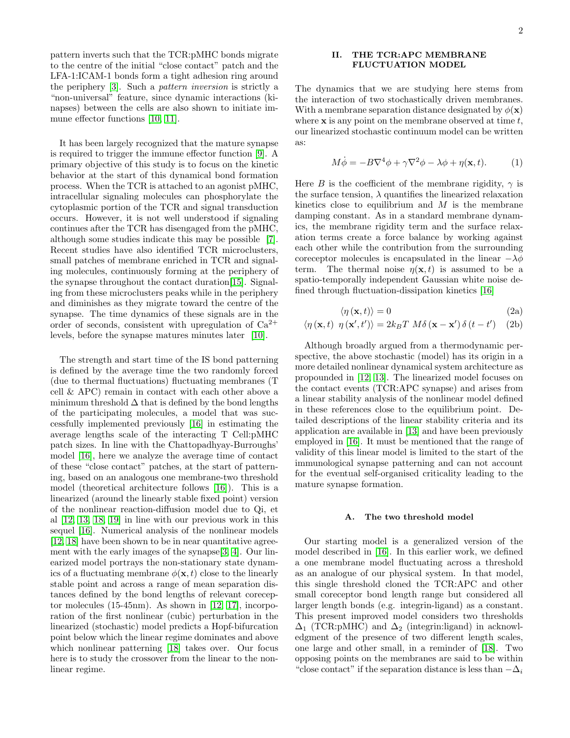pattern inverts such that the TCR:pMHC bonds migrate to the centre of the initial "close contact" patch and the LFA-1:ICAM-1 bonds form a tight adhesion ring around the periphery [3]. Such a *pattern inversion* is strictly a "non-universal" feature, since dynamic interactions (kinapses) between the cells are also shown to initiate immune effector functions [10, 11].

It has been largely recognized that the mature synapse is required to trigger the immune effector function [9]. A primary objective of this study is to focus on the kinetic behavior at the start of this dynamical bond formation process. When the TCR is attached to an agonist pMHC, intracellular signaling molecules can phosphorylate the cytoplasmic portion of the TCR and signal transduction occurs. However, it is not well understood if signaling continues after the TCR has disengaged from the pMHC, although some studies indicate this may be possible [7]. Recent studies have also identified TCR microclusters, small patches of membrane enriched in TCR and signaling molecules, continuously forming at the periphery of the synapse throughout the contact duration[15]. Signaling from these microclusters peaks while in the periphery and diminishes as they migrate toward the centre of the synapse. The time dynamics of these signals are in the order of seconds, consistent with upregulation of $Ca^{2+}$ levels, before the synapse matures minutes later [10].

The strength and start time of the IS bond patterning is defined by the average time the two randomly forced (due to thermal fluctuations) fluctuating membranes (T cell & APC) remain in contact with each other above a minimum threshold $\Delta$ that is defined by the bond lengths of the participating molecules, a model that was successfully implemented previously [16] in estimating the average lengths scale of the interacting T Cell:pMHC patch sizes. In line with the Chattopadhyay-Burroughs' model [16], here we analyze the average time of contact of these "close contact" patches, at the start of patterning, based on an analogous one membrane-two threshold model (theoretical architecture follows [16]). This is a linearized (around the linearly stable fixed point) version of the nonlinear reaction-diffusion model due to Qi, et al [12, 13, 18, 19] in line with our previous work in this sequel [16]. Numerical analysis of the nonlinear models [12, 18] have been shown to be in near quantitative agreement with the early images of the synapse[3, 4]. Our linearized model portrays the non-stationary state dynamics of a fluctuating membrane $\phi(\mathbf{x}, t)$ close to the linearly stable point and across a range of mean separation distances defined by the bond lengths of relevant coreceptor molecules (15-45nm). As shown in [12, 17], incorporation of the first nonlinear (cubic) perturbation in the linearized (stochastic) model predicts a Hopf-bifurcation point below which the linear regime dominates and above which nonlinear patterning [18] takes over. Our focus here is to study the crossover from the linear to the nonlinear regime.

## II. THE TCR:APC MEMBRANE FLUCTUATION MODEL

The dynamics that we are studying here stems from the interaction of two stochastically driven membranes. With a membrane separation distance designated by $\phi(\mathbf{x})$ where $\mathbf{x}$ is any point on the membrane observed at time $t$, our linearized stochastic continuum model can be written as:

$$M\dot{\phi} = -B\nabla^4\phi + \gamma\nabla^2\phi - \lambda\phi + \eta(\mathbf{x}, t). \tag{1}$$

Here $B$ is the coefficient of the membrane rigidity, $\gamma$ is the surface tension, $\lambda$ quantifies the linearized relaxation kinetics close to equilibrium and $M$ is the membrane damping constant. As in a standard membrane dynamics, the membrane rigidity term and the surface relaxation terms create a force balance by working against each other while the contribution from the surrounding coreceptor molecules is encapsulated in the linear $-\lambda\phi$ term. The thermal noise $\eta(\mathbf{x}, t)$ is assumed to be a spatio-temporally independent Gaussian white noise defined through fluctuation-dissipation kinetics [16]

$$\langle \eta(\mathbf{x}, t) \rangle = 0 \tag{2a}$$

$$\langle \eta(\mathbf{x}, t)\ \eta(\mathbf{x}', t') \rangle = 2k_BT\ M\delta(\mathbf{x} - \mathbf{x}')\,\delta(t - t') \tag{2b}$$

Although broadly argued from a thermodynamic perspective, the above stochastic (model) has its origin in a more detailed nonlinear dynamical system architecture as propounded in [12, 13]. The linearized model focuses on the contact events (TCR:APC synapse) and arises from a linear stability analysis of the nonlinear model defined in these references close to the equilibrium point. Detailed descriptions of the linear stability criteria and its application are available in [13] and have been previously employed in [16]. It must be mentioned that the range of validity of this linear model is limited to the start of the immunological synapse patterning and can not account for the eventual self-organised criticality leading to the mature synapse formation.

### A. The two threshold model

Our starting model is a generalized version of the model described in [16]. In this earlier work, we defined a one membrane model fluctuating across a threshold as an analogue of our physical system. In that model, this single threshold cloned the TCR:APC and other small coreceptor bond length range but considered all larger length bonds (e.g. integrin-ligand) as a constant. This present improved model considers two thresholds $\Delta_1$ (TCR:pMHC) and $\Delta_2$ (integrin:ligand) in acknowledgment of the presence of two different length scales, one large and other small, in a reminder of [18]. Two opposing points on the membranes are said to be within "close contact" if the separation distance is less than $-\Delta_i$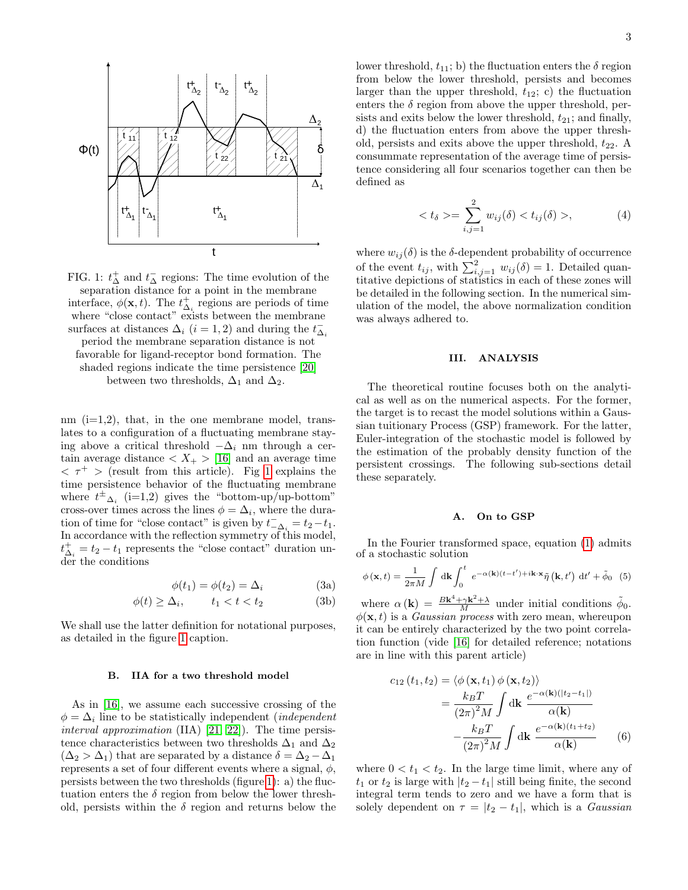FIG. 1: $t^+_\Delta$ and $t^-_\Delta$ regions: The time evolution of the separation distance for a point in the membrane interface, $\phi(\mathbf{x}, t)$. The $t^+_{\Delta_i}$ regions are periods of time where "close contact" exists between the membrane surfaces at distances $\Delta_i$ $(i = 1, 2)$ and during the $t^-_{\Delta_i}$ period the membrane separation distance is not favorable for ligand-receptor bond formation. The shaded regions indicate the time persistence [20] between two thresholds, $\Delta_1$ and $\Delta_2$.

nm (i=1,2), that, in the one membrane model, translates to a configuration of a fluctuating membrane staying above a critical threshold $-\Delta_i$ nm through a certain average distance $< X_+ >$ [16] and an average time $< \tau^+ >$ (result from this article). Fig 1 explains the time persistence behavior of the fluctuating membrane where $t^{\pm}{}_{\Delta_i}$ (i=1,2) gives the "bottom-up/up-bottom" cross-over times across the lines $\phi = \Delta_i$, where the duration of time for "close contact" is given by $t^-_{-\Delta_i} = t_2 - t_1$. In accordance with the reflection symmetry of this model, $t^+_{\Delta_i} = t_2 - t_1$ represents the "close contact" duration under the conditions

$$\phi(t_1) = \phi(t_2) = \Delta_i \tag{3a}$$

$$\phi(t) \geq \Delta_i, \qquad t_1 < t < t_2 \tag{3b}$$

We shall use the latter definition for notational purposes, as detailed in the figure 1 caption.

### B. IIA for a two threshold model

As in [16], we assume each successive crossing of the $\phi = \Delta_i$ line to be statistically independent (*independent interval approximation* (IIA) [21, 22]). The time persistence characteristics between two thresholds $\Delta_1$ and $\Delta_2$ $(\Delta_2 > \Delta_1)$ that are separated by a distance $\delta = \Delta_2 - \Delta_1$ represents a set of four different events where a signal, $\phi$, persists between the two thresholds (figure 1): a) the fluctuation enters the $\delta$ region from below the lower threshold, persists within the $\delta$ region and returns below the lower threshold, $t_{11}$; b) the fluctuation enters the $\delta$ region from below the lower threshold, persists and becomes larger than the upper threshold, $t_{12}$; c) the fluctuation enters the $\delta$ region from above the upper threshold, persists and exits below the lower threshold, $t_{21}$; and finally, d) the fluctuation enters from above the upper threshold, persists and exits above the upper threshold, $t_{22}$. A consummate representation of the average time of persistence considering all four scenarios together can then be defined as

$$< t_\delta >= \sum_{i,j=1}^{2} w_{ij}(\delta) < t_{ij}(\delta) >, \tag{4}$$

where $w_{ij}(\delta)$ is the $\delta$-dependent probability of occurrence of the event $t_{ij}$, with $\sum_{i,j=1}^{2} w_{ij}(\delta) = 1$. Detailed quantitative depictions of statistics in each of these zones will be detailed in the following section. In the numerical simulation of the model, the above normalization condition was always adhered to.

## III. ANALYSIS

The theoretical routine focuses both on the analytical as well as on the numerical aspects. For the former, the target is to recast the model solutions within a Gaussian tuitionary Process (GSP) framework. For the latter, Euler-integration of the stochastic model is followed by the estimation of the probably density function of the persistent crossings. The following sub-sections detail these separately.

### A. On to GSP

In the Fourier transformed space, equation (1) admits of a stochastic solution

$$\phi(\mathbf{x}, t) = \frac{1}{2\pi M} \int d\mathbf{k} \int_0^t e^{-\alpha(\mathbf{k})(t-t') + i\mathbf{k}\cdot\mathbf{x}} \tilde{\eta}(\mathbf{k}, t')\, dt' + \tilde{\phi}_0 \tag{5}$$

where $\alpha(\mathbf{k}) = \frac{B\mathbf{k}^4 + \gamma\mathbf{k}^2 + \lambda}{M}$ under initial conditions $\tilde{\phi}_0$. $\phi(\mathbf{x}, t)$ is a *Gaussian process* with zero mean, whereupon it can be entirely characterized by the two point correlation function (vide [16] for detailed reference; notations are in line with this parent article)

$$\begin{aligned} c_{12}(t_1, t_2) &= \langle \phi(\mathbf{x}, t_1)\, \phi(\mathbf{x}, t_2) \rangle \\ &= \frac{k_B T}{(2\pi)^2 M} \int d\mathbf{k}\, \frac{e^{-\alpha(\mathbf{k})(|t_2 - t_1|)}}{\alpha(\mathbf{k})} \\ &\quad - \frac{k_B T}{(2\pi)^2 M} \int d\mathbf{k}\, \frac{e^{-\alpha(\mathbf{k})(t_1 + t_2)}}{\alpha(\mathbf{k})} \end{aligned} \tag{6}$$

where $0 < t_1 < t_2$. In the large time limit, where any of $t_1$ or $t_2$ is large with $|t_2 - t_1|$ still being finite, the second integral term tends to zero and we have a form that is solely dependent on $\tau = |t_2 - t_1|$, which is a *Gaussian*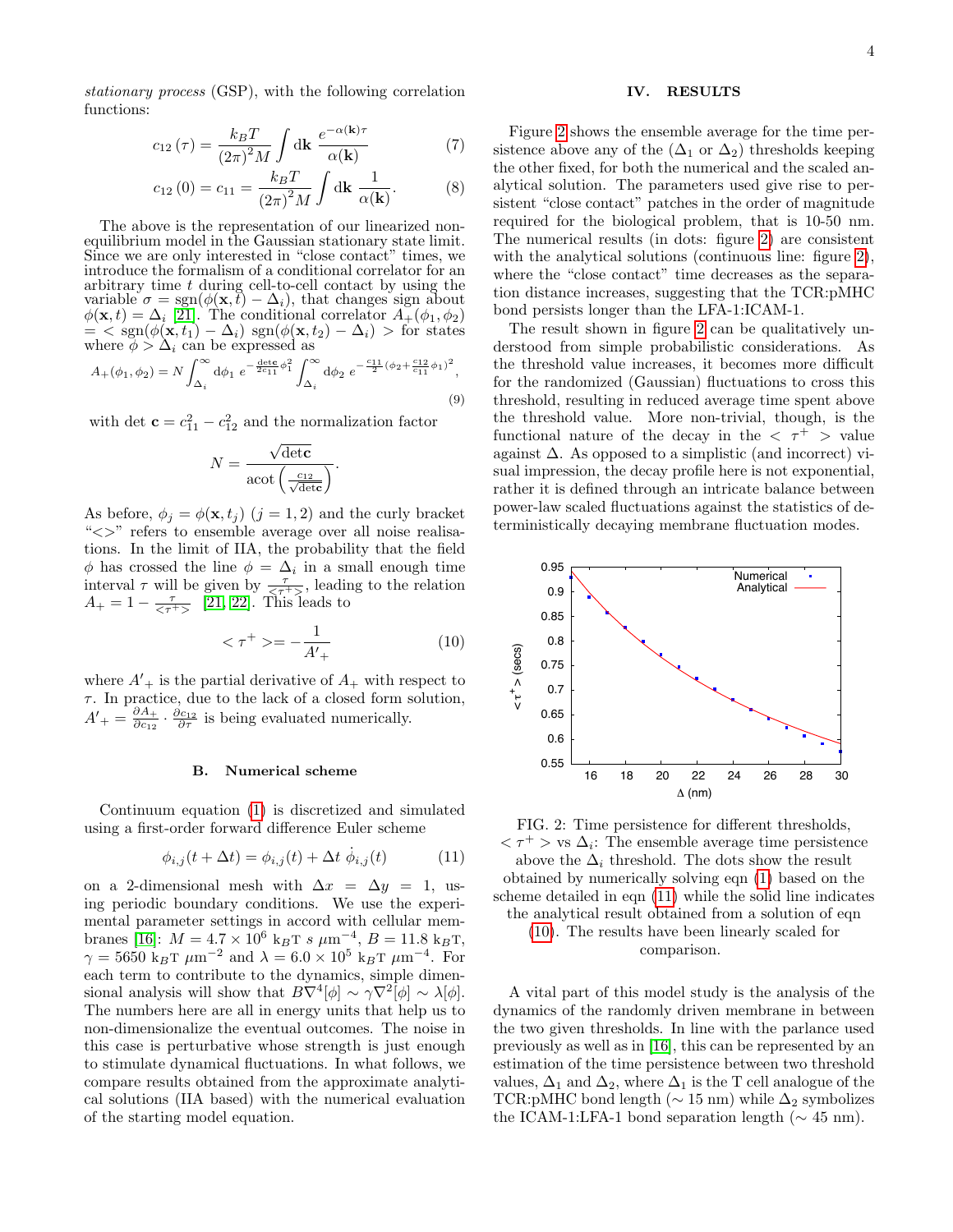*stationary process* (GSP), with the following correlation functions:

$$c_{12}(\tau) = \frac{k_B T}{(2\pi)^2 M} \int d\mathbf{k} \; \frac{e^{-\alpha(\mathbf{k})\tau}}{\alpha(\mathbf{k})} \tag{7}$$

$$c_{12}(0) = c_{11} = \frac{k_B T}{(2\pi)^2 M} \int d\mathbf{k} \; \frac{1}{\alpha(\mathbf{k})}. \tag{8}$$

The above is the representation of our linearized non-equilibrium model in the Gaussian stationary state limit. Since we are only interested in "close contact" times, we introduce the formalism of a conditional correlator for an arbitrary time $t$ during cell-to-cell contact by using the variable $\sigma = \text{sgn}(\phi(\mathbf{x}, t) - \Delta_i)$, that changes sign about $\phi(\mathbf{x}, t) = \Delta_i$ [21]. The conditional correlator $A_+(\phi_1, \phi_2)$ $= <\text{sgn}(\phi(\mathbf{x}, t_1) - \Delta_i) \; \text{sgn}(\phi(\mathbf{x}, t_2) - \Delta_i)>$ for states where $\phi > \Delta_i$ can be expressed as

$$A_+(\phi_1, \phi_2) = N \int_{\Delta_i}^{\infty} d\phi_1 \; e^{-\frac{\det \mathbf{c}}{2c_{11}}\phi_1^2} \int_{\Delta_i}^{\infty} d\phi_2 \; e^{-\frac{c_{11}}{2}\left(\phi_2 + \frac{c_{12}}{c_{11}}\phi_1\right)^2}, \tag{9}$$

with $\det \mathbf{c} = c_{11}^2 - c_{12}^2$ and the normalization factor

$$N = \frac{\sqrt{\det \mathbf{c}}}{\text{acot}\left(\frac{c_{12}}{\sqrt{\det \mathbf{c}}}\right)}.$$

As before, $\phi_j = \phi(\mathbf{x}, t_j)$ $(j = 1, 2)$ and the curly bracket "$<>$" refers to ensemble average over all noise realisations. In the limit of IIA, the probability that the field $\phi$ has crossed the line $\phi = \Delta_i$ in a small enough time interval $\tau$ will be given by $\frac{\tau}{<\tau^+>}$, leading to the relation $A_+ = 1 - \frac{\tau}{<\tau^+>}$ [21, 22]. This leads to

$$<\tau^+> = -\frac{1}{A'_+} \tag{10}$$

where $A'_+$ is the partial derivative of $A_+$ with respect to $\tau$. In practice, due to the lack of a closed form solution, $A'_+ = \frac{\partial A_+}{\partial c_{12}} \cdot \frac{\partial c_{12}}{\partial \tau}$ is being evaluated numerically.

### B. Numerical scheme

Continuum equation (1) is discretized and simulated using a first-order forward difference Euler scheme

$$\phi_{i,j}(t + \Delta t) = \phi_{i,j}(t) + \Delta t \; \dot{\phi}_{i,j}(t) \tag{11}$$

on a 2-dimensional mesh with $\Delta x = \Delta y = 1$, using periodic boundary conditions. We use the experimental parameter settings in accord with cellular membranes [16]: $M = 4.7 \times 10^6$ $k_B T$ $s$ $\mu m^{-4}$, $B = 11.8$ $k_B T$, $\gamma = 5650$ $k_B T$ $\mu m^{-2}$ and $\lambda = 6.0 \times 10^5$ $k_B T$ $\mu m^{-4}$. For each term to contribute to the dynamics, simple dimensional analysis will show that $B\nabla^4[\phi] \sim \gamma\nabla^2[\phi] \sim \lambda[\phi]$. The numbers here are all in energy units that help us to non-dimensionalize the eventual outcomes. The noise in this case is perturbative whose strength is just enough to stimulate dynamical fluctuations. In what follows, we compare results obtained from the approximate analytical solutions (IIA based) with the numerical evaluation of the starting model equation.

## IV. RESULTS

Figure 2 shows the ensemble average for the time persistence above any of the ($\Delta_1$ or $\Delta_2$) thresholds keeping the other fixed, for both the numerical and the scaled analytical solution. The parameters used give rise to persistent "close contact" patches in the order of magnitude required for the biological problem, that is 10-50 nm. The numerical results (in dots: figure 2) are consistent with the analytical solutions (continuous line: figure 2), where the "close contact" time decreases as the separation distance increases, suggesting that the TCR:pMHC bond persists longer than the LFA-1:ICAM-1.

The result shown in figure 2 can be qualitatively understood from simple probabilistic considerations. As the threshold value increases, it becomes more difficult for the randomized (Gaussian) fluctuations to cross this threshold, resulting in reduced average time spent above the threshold value. More non-trivial, though, is the functional nature of the decay in the $<\tau^+>$ value against $\Delta$. As opposed to a simplistic (and incorrect) visual impression, the decay profile here is not exponential, rather it is defined through an intricate balance between power-law scaled fluctuations against the statistics of deterministically decaying membrane fluctuation modes.

FIG. 2: Time persistence for different thresholds, $<\tau^+>$ vs $\Delta_i$: The ensemble average time persistence above the $\Delta_i$ threshold. The dots show the result obtained by numerically solving eqn (1) based on the scheme detailed in eqn (11) while the solid line indicates the analytical result obtained from a solution of eqn (10). The results have been linearly scaled for comparison.

A vital part of this model study is the analysis of the dynamics of the randomly driven membrane in between the two given thresholds. In line with the parlance used previously as well as in [16], this can be represented by an estimation of the time persistence between two threshold values, $\Delta_1$ and $\Delta_2$, where $\Delta_1$ is the T cell analogue of the TCR:pMHC bond length ($\sim 15$ nm) while $\Delta_2$ symbolizes the ICAM-1:LFA-1 bond separation length ($\sim 45$ nm).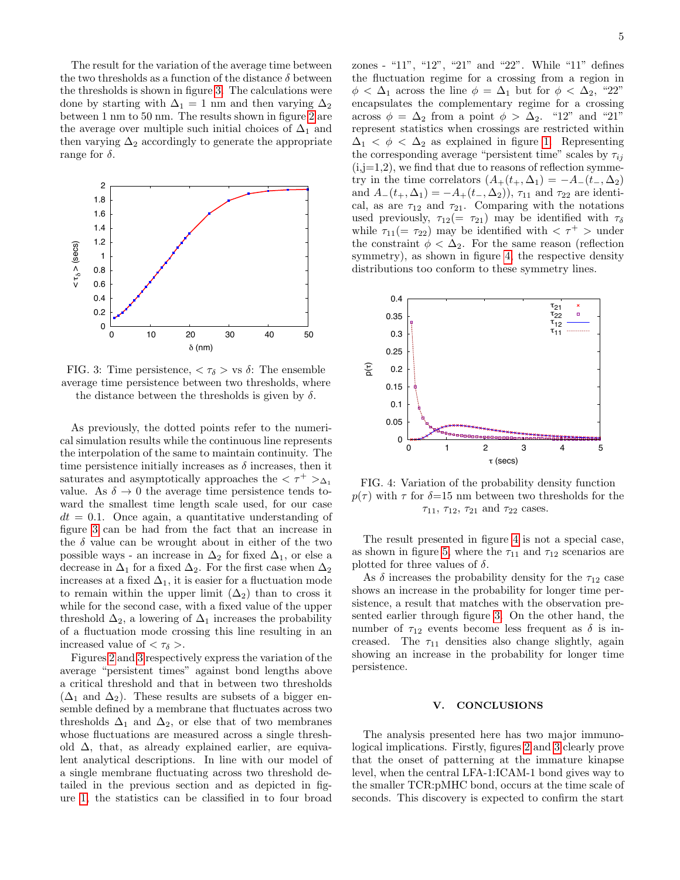The result for the variation of the average time between the two thresholds as a function of the distance $\delta$ between the thresholds is shown in figure 3. The calculations were done by starting with $\Delta_1 = 1$ nm and then varying $\Delta_2$ between 1 nm to 50 nm. The results shown in figure 2 are the average over multiple such initial choices of $\Delta_1$ and then varying $\Delta_2$ accordingly to generate the appropriate range for $\delta$.

FIG. 3: Time persistence, $<\tau_\delta>$ vs $\delta$: The ensemble average time persistence between two thresholds, where the distance between the thresholds is given by $\delta$.

As previously, the dotted points refer to the numerical simulation results while the continuous line represents the interpolation of the same to maintain continuity. The time persistence initially increases as $\delta$ increases, then it saturates and asymptotically approaches the $<\tau^+>_{\Delta_1}$ value. As $\delta \to 0$ the average time persistence tends toward the smallest time length scale used, for our case $dt = 0.1$. Once again, a quantitative understanding of figure 3 can be had from the fact that an increase in the $\delta$ value can be wrought about in either of the two possible ways - an increase in $\Delta_2$ for fixed $\Delta_1$, or else a decrease in $\Delta_1$ for a fixed $\Delta_2$. For the first case when $\Delta_2$ increases at a fixed $\Delta_1$, it is easier for a fluctuation mode to remain within the upper limit ($\Delta_2$) than to cross it while for the second case, with a fixed value of the upper threshold $\Delta_2$, a lowering of $\Delta_1$ increases the probability of a fluctuation mode crossing this line resulting in an increased value of $<\tau_\delta>$.

Figures 2 and 3 respectively express the variation of the average "persistent times" against bond lengths above a critical threshold and that in between two thresholds ($\Delta_1$ and $\Delta_2$). These results are subsets of a bigger ensemble defined by a membrane that fluctuates across two thresholds $\Delta_1$ and $\Delta_2$, or else that of two membranes whose fluctuations are measured across a single threshold $\Delta$, that, as already explained earlier, are equivalent analytical descriptions. In line with our model of a single membrane fluctuating across two threshold detailed in the previous section and as depicted in figure 1, the statistics can be classified in to four broad zones - "11", "12", "21" and "22". While "11" defines the fluctuation regime for a crossing from a region in $\phi < \Delta_1$ across the line $\phi = \Delta_1$ but for $\phi < \Delta_2$, "22" encapsulates the complementary regime for a crossing across $\phi = \Delta_2$ from a point $\phi > \Delta_2$. "12" and "21" represent statistics when crossings are restricted within $\Delta_1 < \phi < \Delta_2$ as explained in figure 1. Representing the corresponding average "persistent time" scales by $\tau_{ij}$ (i,j=1,2), we find that due to reasons of reflection symmetry in the time correlators ($A_+(t_+, \Delta_1) = -A_-(t_-, \Delta_2)$ and $A_-(t_+, \Delta_1) = -A_+(t_-, \Delta_2)$), $\tau_{11}$ and $\tau_{22}$ are identical, as are $\tau_{12}$ and $\tau_{21}$. Comparing with the notations used previously, $\tau_{12}(= \tau_{21})$ may be identified with $\tau_\delta$ while $\tau_{11}(= \tau_{22})$ may be identified with $<\tau^+>$ under the constraint $\phi < \Delta_2$. For the same reason (reflection symmetry), as shown in figure 4, the respective density distributions too conform to these symmetry lines.

FIG. 4: Variation of the probability density function $p(\tau)$ with $\tau$ for $\delta$=15 nm between two thresholds for the $\tau_{11}$, $\tau_{12}$, $\tau_{21}$ and $\tau_{22}$ cases.

The result presented in figure 4 is not a special case, as shown in figure 5, where the $\tau_{11}$ and $\tau_{12}$ scenarios are plotted for three values of $\delta$.

As $\delta$ increases the probability density for the $\tau_{12}$ case shows an increase in the probability for longer time persistence, a result that matches with the observation presented earlier through figure 3. On the other hand, the number of $\tau_{12}$ events become less frequent as $\delta$ is increased. The $\tau_{11}$ densities also change slightly, again showing an increase in the probability for longer time persistence.

## V. CONCLUSIONS

The analysis presented here has two major immunological implications. Firstly, figures 2 and 3 clearly prove that the onset of patterning at the immature kinapse level, when the central LFA-1:ICAM-1 bond gives way to the smaller TCR:pMHC bond, occurs at the time scale of seconds. This discovery is expected to confirm the start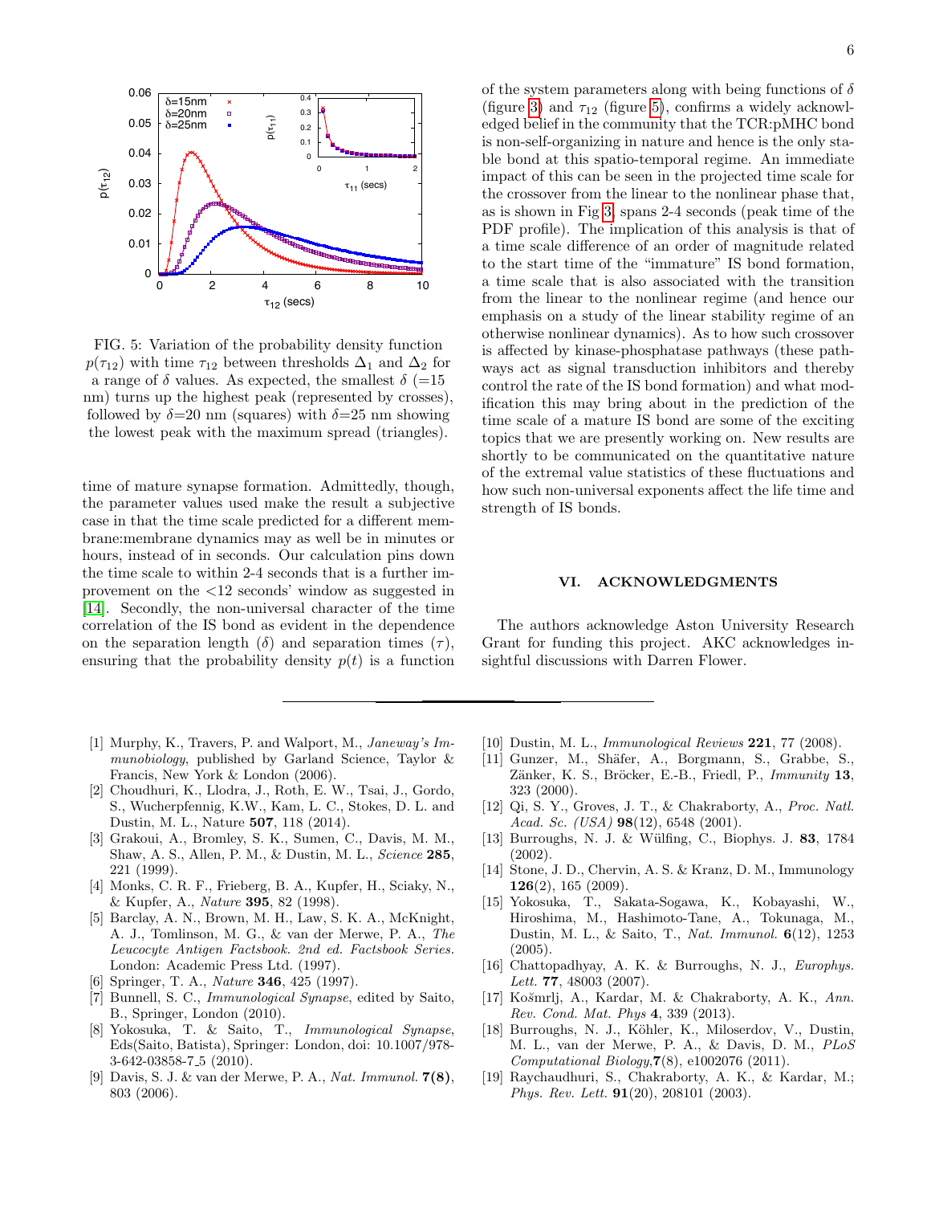FIG. 5: Variation of the probability density function $p(\tau_{12})$ with time $\tau_{12}$ between thresholds $\Delta_1$ and $\Delta_2$ for a range of $\delta$ values. As expected, the smallest $\delta$ (=15 nm) turns up the highest peak (represented by crosses), followed by $\delta$=20 nm (squares) with $\delta$=25 nm showing the lowest peak with the maximum spread (triangles).

time of mature synapse formation. Admittedly, though, the parameter values used make the result a subjective case in that the time scale predicted for a different membrane:membrane dynamics may as well be in minutes or hours, instead of in seconds. Our calculation pins down the time scale to within 2-4 seconds that is a further improvement on the <12 seconds' window as suggested in [14]. Secondly, the non-universal character of the time correlation of the IS bond as evident in the dependence on the separation length ($\delta$) and separation times ($\tau$), ensuring that the probability density $p(t)$ is a function of the system parameters along with being functions of $\delta$ (figure 3) and $\tau_{12}$ (figure 5), confirms a widely acknowledged belief in the community that the TCR:pMHC bond is non-self-organizing in nature and hence is the only stable bond at this spatio-temporal regime. An immediate impact of this can be seen in the projected time scale for the crossover from the linear to the nonlinear phase that, as is shown in Fig 3, spans 2-4 seconds (peak time of the PDF profile). The implication of this analysis is that of a time scale difference of an order of magnitude related to the start time of the "immature" IS bond formation, a time scale that is also associated with the transition from the linear to the nonlinear regime (and hence our emphasis on a study of the linear stability regime of an otherwise nonlinear dynamics). As to how such crossover is affected by kinase-phosphatase pathways (these pathways act as signal transduction inhibitors and thereby control the rate of the IS bond formation) and what modification this may bring about in the prediction of the time scale of a mature IS bond are some of the exciting topics that we are presently working on. New results are shortly to be communicated on the quantitative nature of the extremal value statistics of these fluctuations and how such non-universal exponents affect the life time and strength of IS bonds.

## VI. ACKNOWLEDGMENTS

The authors acknowledge Aston University Research Grant for funding this project. AKC acknowledges insightful discussions with Darren Flower.

---

[1] Murphy, K., Travers, P. and Walport, M., *Janeway's Immunobiology*, published by Garland Science, Taylor & Francis, New York & London (2006).

[2] Choudhuri, K., Llodra, J., Roth, E. W., Tsai, J., Gordo, S., Wucherpfennig, K.W., Kam, L. C., Stokes, D. L. and Dustin, M. L., Nature **507**, 118 (2014).

[3] Grakoui, A., Bromley, S. K., Sumen, C., Davis, M. M., Shaw, A. S., Allen, P. M., & Dustin, M. L., *Science* **285**, 221 (1999).

[4] Monks, C. R. F., Frieberg, B. A., Kupfer, H., Sciaky, N., & Kupfer, A., *Nature* **395**, 82 (1998).

[5] Barclay, A. N., Brown, M. H., Law, S. K. A., McKnight, A. J., Tomlinson, M. G., & van der Merwe, P. A., *The Leucocyte Antigen Factsbook. 2nd ed. Factsbook Series.* London: Academic Press Ltd. (1997).

[6] Springer, T. A., *Nature* **346**, 425 (1997).

[7] Bunnell, S. C., *Immunological Synapse*, edited by Saito, B., Springer, London (2010).

[8] Yokosuka, T. & Saito, T., *Immunological Synapse*, Eds(Saito, Batista), Springer: London, doi: 10.1007/978-3-642-03858-7_5 (2010).

[9] Davis, S. J. & van der Merwe, P. A., *Nat. Immunol.* **7(8)**, 803 (2006).

[10] Dustin, M. L., *Immunological Reviews* **221**, 77 (2008).

[11] Gunzer, M., Shäfer, A., Borgmann, S., Grabbe, S., Zänker, K. S., Bröcker, E.-B., Friedl, P., *Immunity* **13**, 323 (2000).

[12] Qi, S. Y., Groves, J. T., & Chakraborty, A., *Proc. Natl. Acad. Sc. (USA)* **98**(12), 6548 (2001).

[13] Burroughs, N. J. & Wülfing, C., Biophys. J. **83**, 1784 (2002).

[14] Stone, J. D., Chervin, A. S. & Kranz, D. M., Immunology **126**(2), 165 (2009).

[15] Yokosuka, T., Sakata-Sogawa, K., Kobayashi, W., Hiroshima, M., Hashimoto-Tane, A., Tokunaga, M., Dustin, M. L., & Saito, T., *Nat. Immunol.* **6**(12), 1253 (2005).

[16] Chattopadhyay, A. K. & Burroughs, N. J., *Europhys. Lett.* **77**, 48003 (2007).

[17] Košmrlj, A., Kardar, M. & Chakraborty, A. K., *Ann. Rev. Cond. Mat. Phys* **4**, 339 (2013).

[18] Burroughs, N. J., Köhler, K., Miloserdov, V., Dustin, M. L., van der Merwe, P. A., & Davis, D. M., *PLoS Computational Biology*,**7**(8), e1002076 (2011).

[19] Raychaudhuri, S., Chakraborty, A. K., & Kardar, M.; *Phys. Rev. Lett.* **91**(20), 208101 (2003).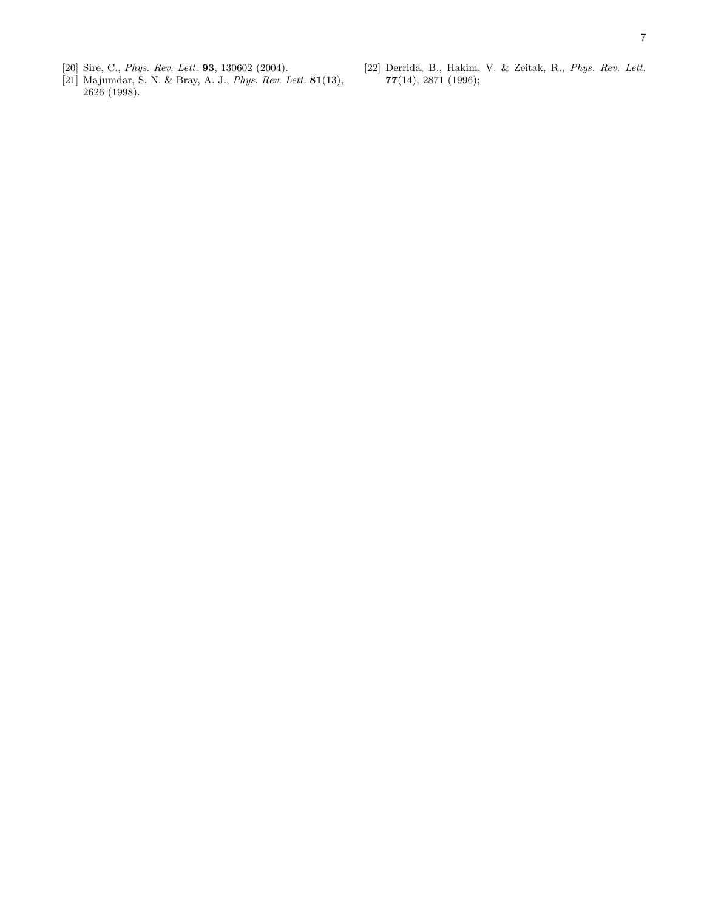[20] Sire, C., *Phys. Rev. Lett.* **93**, 130602 (2004).

[21] Majumdar, S. N. & Bray, A. J., *Phys. Rev. Lett.* **81**(13), 2626 (1998).

[22] Derrida, B., Hakim, V. & Zeitak, R., *Phys. Rev. Lett.* **77**(14), 2871 (1996);